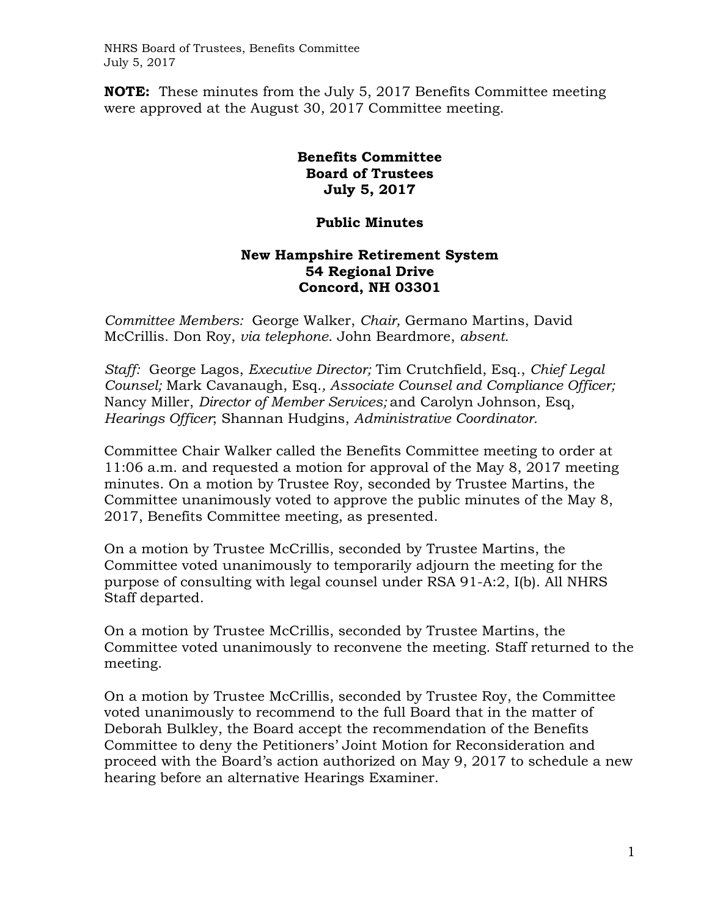**NOTE:** These minutes from the July 5, 2017 Benefits Committee meeting were approved at the August 30, 2017 Committee meeting.

# Benefits Committee
# Board of Trustees
# July 5, 2017

## Public Minutes

### New Hampshire Retirement System
### 54 Regional Drive
### Concord, NH 03301

*Committee Members:* George Walker, *Chair,* Germano Martins, David McCrillis. Don Roy, *via telephone*. John Beardmore, *absent.*

*Staff:* George Lagos, *Executive Director;* Tim Crutchfield, Esq., *Chief Legal Counsel;* Mark Cavanaugh, Esq., *Associate Counsel and Compliance Officer;* Nancy Miller, *Director of Member Services;* and Carolyn Johnson, Esq, *Hearings Officer*; Shannan Hudgins, *Administrative Coordinator.*

Committee Chair Walker called the Benefits Committee meeting to order at 11:06 a.m. and requested a motion for approval of the May 8, 2017 meeting minutes. On a motion by Trustee Roy, seconded by Trustee Martins, the Committee unanimously voted to approve the public minutes of the May 8, 2017, Benefits Committee meeting, as presented.

On a motion by Trustee McCrillis, seconded by Trustee Martins, the Committee voted unanimously to temporarily adjourn the meeting for the purpose of consulting with legal counsel under RSA 91-A:2, I(b). All NHRS Staff departed.

On a motion by Trustee McCrillis, seconded by Trustee Martins, the Committee voted unanimously to reconvene the meeting. Staff returned to the meeting.

On a motion by Trustee McCrillis, seconded by Trustee Roy, the Committee voted unanimously to recommend to the full Board that in the matter of Deborah Bulkley, the Board accept the recommendation of the Benefits Committee to deny the Petitioners' Joint Motion for Reconsideration and proceed with the Board's action authorized on May 9, 2017 to schedule a new hearing before an alternative Hearings Examiner.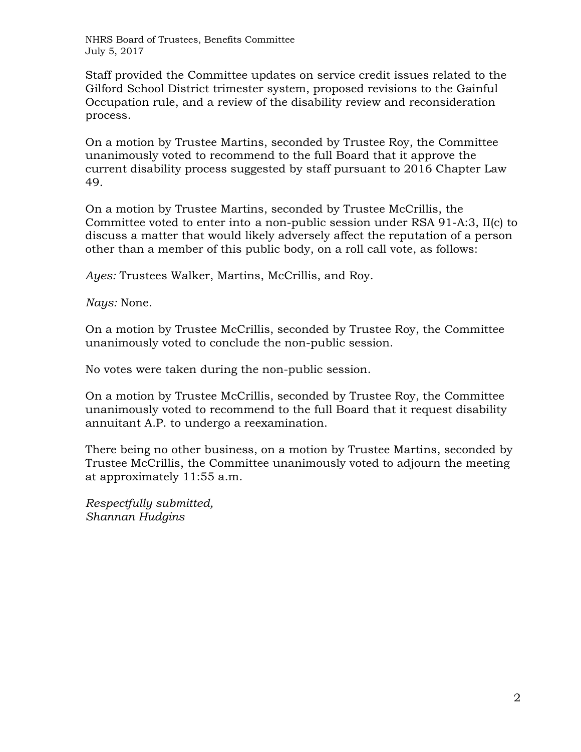Staff provided the Committee updates on service credit issues related to the Gilford School District trimester system, proposed revisions to the Gainful Occupation rule, and a review of the disability review and reconsideration process.

On a motion by Trustee Martins, seconded by Trustee Roy, the Committee unanimously voted to recommend to the full Board that it approve the current disability process suggested by staff pursuant to 2016 Chapter Law 49.

On a motion by Trustee Martins, seconded by Trustee McCrillis, the Committee voted to enter into a non-public session under RSA 91-A:3, II(c) to discuss a matter that would likely adversely affect the reputation of a person other than a member of this public body, on a roll call vote, as follows:

*Ayes:* Trustees Walker, Martins, McCrillis, and Roy.

*Nays:* None.

On a motion by Trustee McCrillis, seconded by Trustee Roy, the Committee unanimously voted to conclude the non-public session.

No votes were taken during the non-public session.

On a motion by Trustee McCrillis, seconded by Trustee Roy, the Committee unanimously voted to recommend to the full Board that it request disability annuitant A.P. to undergo a reexamination.

There being no other business, on a motion by Trustee Martins, seconded by Trustee McCrillis, the Committee unanimously voted to adjourn the meeting at approximately 11:55 a.m.

*Respectfully submitted,*
*Shannan Hudgins*